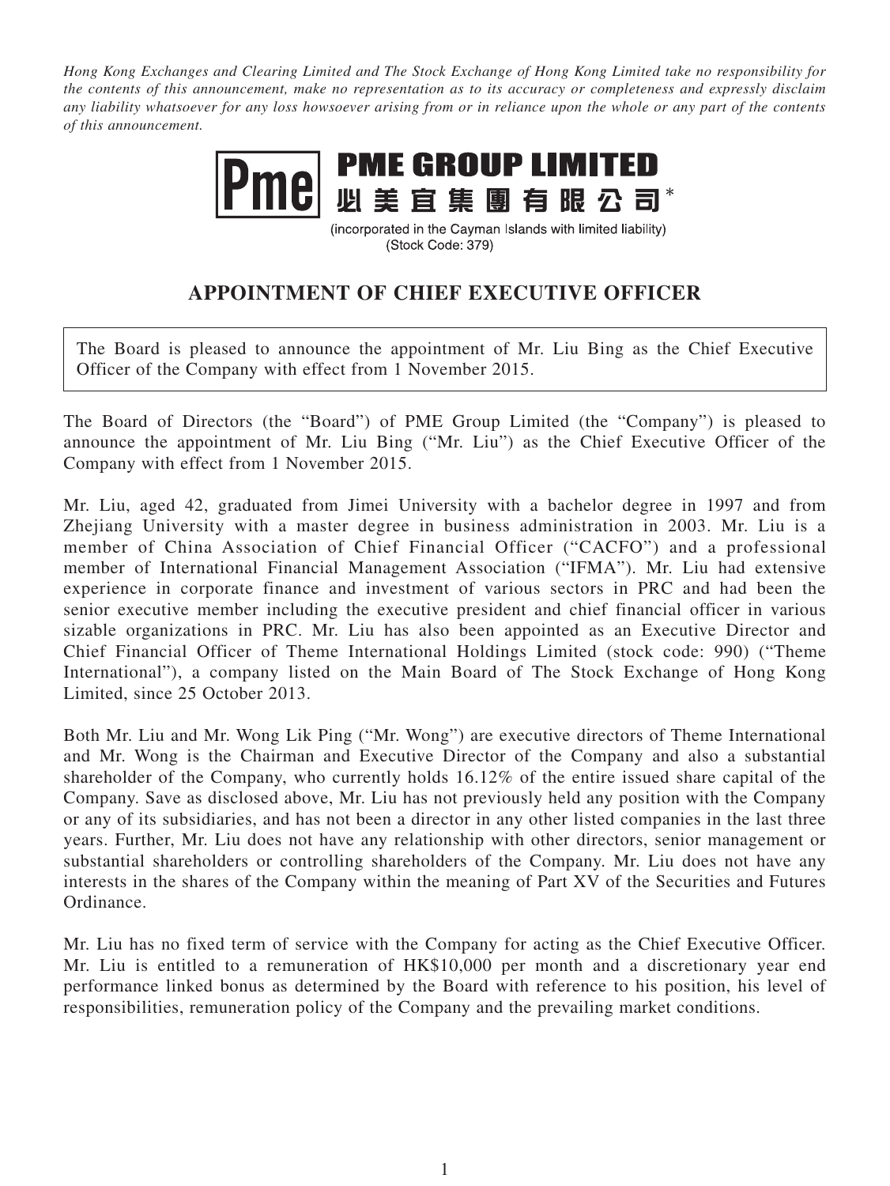*Hong Kong Exchanges and Clearing Limited and The Stock Exchange of Hong Kong Limited take no responsibility for the contents of this announcement, make no representation as to its accuracy or completeness and expressly disclaim any liability whatsoever for any loss howsoever arising from or in reliance upon the whole or any part of the contents of this announcement.*

**PME GROUP LIMITED**

**必美宜集團有限公司***

(incorporated in the Cayman Islands with limited liability)

(Stock Code: 379)

# APPOINTMENT OF CHIEF EXECUTIVE OFFICER

The Board is pleased to announce the appointment of Mr. Liu Bing as the Chief Executive Officer of the Company with effect from 1 November 2015.

The Board of Directors (the "Board") of PME Group Limited (the "Company") is pleased to announce the appointment of Mr. Liu Bing ("Mr. Liu") as the Chief Executive Officer of the Company with effect from 1 November 2015.

Mr. Liu, aged 42, graduated from Jimei University with a bachelor degree in 1997 and from Zhejiang University with a master degree in business administration in 2003. Mr. Liu is a member of China Association of Chief Financial Officer ("CACFO") and a professional member of International Financial Management Association ("IFMA"). Mr. Liu had extensive experience in corporate finance and investment of various sectors in PRC and had been the senior executive member including the executive president and chief financial officer in various sizable organizations in PRC. Mr. Liu has also been appointed as an Executive Director and Chief Financial Officer of Theme International Holdings Limited (stock code: 990) ("Theme International"), a company listed on the Main Board of The Stock Exchange of Hong Kong Limited, since 25 October 2013.

Both Mr. Liu and Mr. Wong Lik Ping ("Mr. Wong") are executive directors of Theme International and Mr. Wong is the Chairman and Executive Director of the Company and also a substantial shareholder of the Company, who currently holds 16.12% of the entire issued share capital of the Company. Save as disclosed above, Mr. Liu has not previously held any position with the Company or any of its subsidiaries, and has not been a director in any other listed companies in the last three years. Further, Mr. Liu does not have any relationship with other directors, senior management or substantial shareholders or controlling shareholders of the Company. Mr. Liu does not have any interests in the shares of the Company within the meaning of Part XV of the Securities and Futures Ordinance.

Mr. Liu has no fixed term of service with the Company for acting as the Chief Executive Officer. Mr. Liu is entitled to a remuneration of HK$10,000 per month and a discretionary year end performance linked bonus as determined by the Board with reference to his position, his level of responsibilities, remuneration policy of the Company and the prevailing market conditions.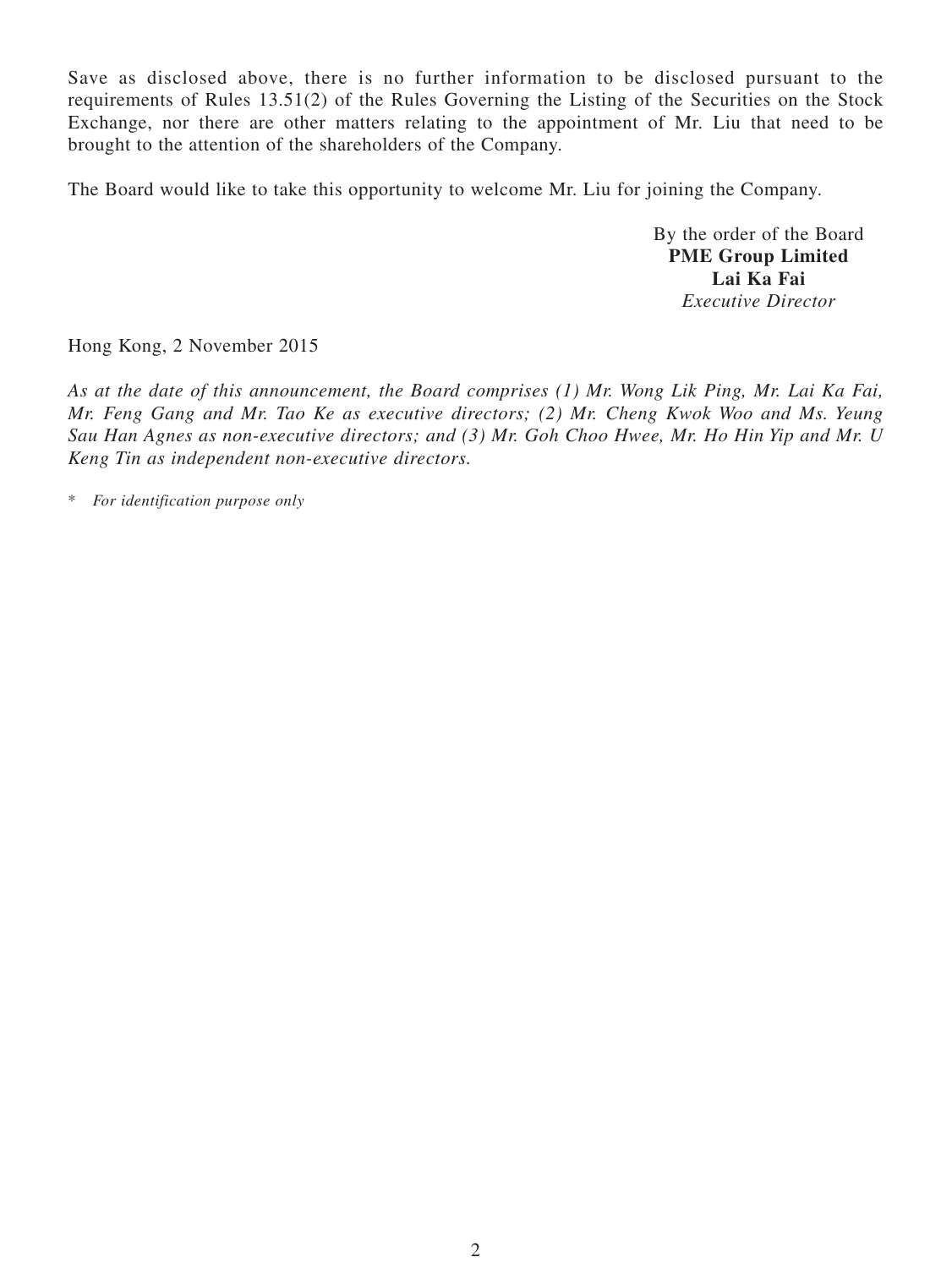Save as disclosed above, there is no further information to be disclosed pursuant to the requirements of Rules 13.51(2) of the Rules Governing the Listing of the Securities on the Stock Exchange, nor there are other matters relating to the appointment of Mr. Liu that need to be brought to the attention of the shareholders of the Company.

The Board would like to take this opportunity to welcome Mr. Liu for joining the Company.

By the order of the Board
**PME Group Limited**
**Lai Ka Fai**
*Executive Director*

Hong Kong, 2 November 2015

*As at the date of this announcement, the Board comprises (1) Mr. Wong Lik Ping, Mr. Lai Ka Fai, Mr. Feng Gang and Mr. Tao Ke as executive directors; (2) Mr. Cheng Kwok Woo and Ms. Yeung Sau Han Agnes as non-executive directors; and (3) Mr. Goh Choo Hwee, Mr. Ho Hin Yip and Mr. U Keng Tin as independent non-executive directors.*

\* *For identification purpose only*